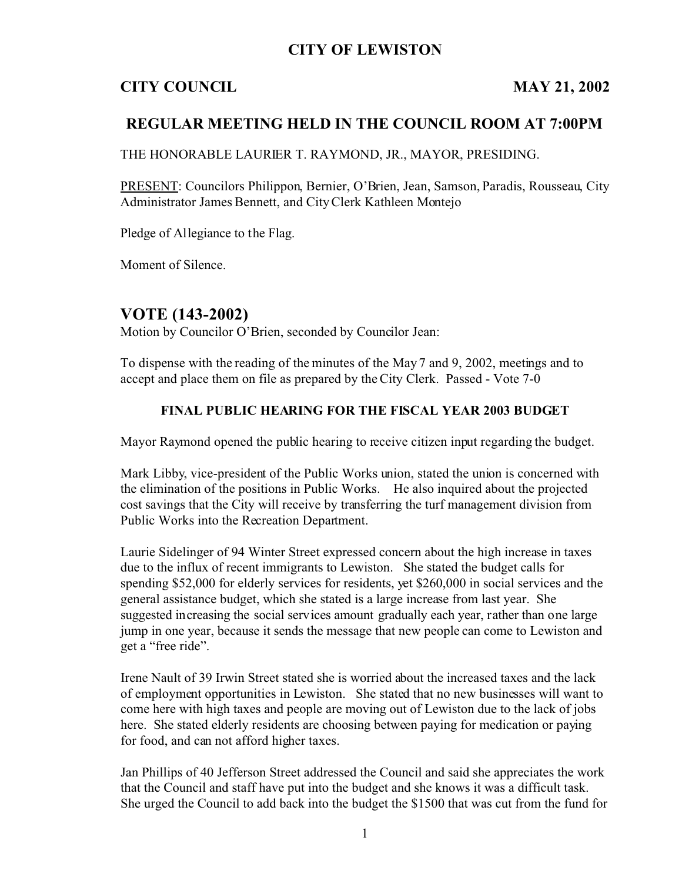# CITY OF LEWISTON

**CITY COUNCIL MAY 21, 2002**

## REGULAR MEETING HELD IN THE COUNCIL ROOM AT 7:00PM

THE HONORABLE LAURIER T. RAYMOND, JR., MAYOR, PRESIDING.

PRESENT: Councilors Philippon, Bernier, O'Brien, Jean, Samson, Paradis, Rousseau, City Administrator James Bennett, and City Clerk Kathleen Montejo

Pledge of Allegiance to the Flag.

Moment of Silence.

## VOTE (143-2002)

Motion by Councilor O'Brien, seconded by Councilor Jean:

To dispense with the reading of the minutes of the May 7 and 9, 2002, meetings and to accept and place them on file as prepared by the City Clerk. Passed - Vote 7-0

**FINAL PUBLIC HEARING FOR THE FISCAL YEAR 2003 BUDGET**

Mayor Raymond opened the public hearing to receive citizen input regarding the budget.

Mark Libby, vice-president of the Public Works union, stated the union is concerned with the elimination of the positions in Public Works. He also inquired about the projected cost savings that the City will receive by transferring the turf management division from Public Works into the Recreation Department.

Laurie Sidelinger of 94 Winter Street expressed concern about the high increase in taxes due to the influx of recent immigrants to Lewiston. She stated the budget calls for spending $52,000 for elderly services for residents, yet $260,000 in social services and the general assistance budget, which she stated is a large increase from last year. She suggested increasing the social services amount gradually each year, rather than one large jump in one year, because it sends the message that new people can come to Lewiston and get a "free ride".

Irene Nault of 39 Irwin Street stated she is worried about the increased taxes and the lack of employment opportunities in Lewiston. She stated that no new businesses will want to come here with high taxes and people are moving out of Lewiston due to the lack of jobs here. She stated elderly residents are choosing between paying for medication or paying for food, and can not afford higher taxes.

Jan Phillips of 40 Jefferson Street addressed the Council and said she appreciates the work that the Council and staff have put into the budget and she knows it was a difficult task. She urged the Council to add back into the budget the $1500 that was cut from the fund for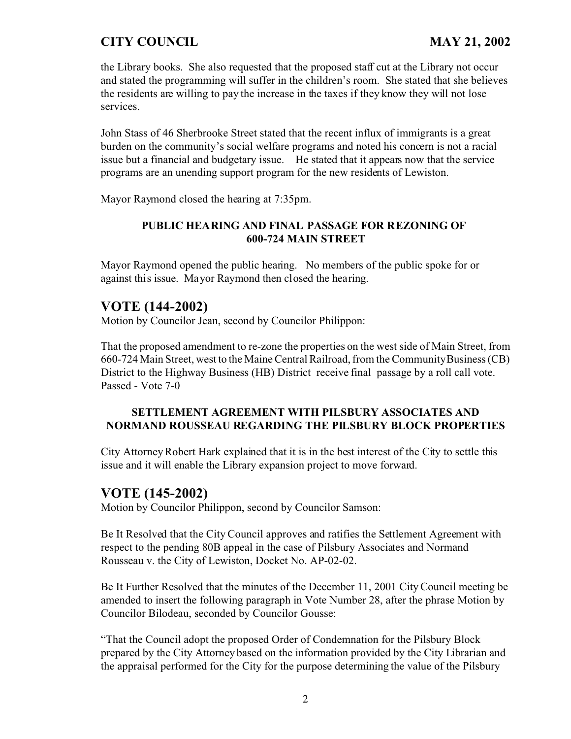the Library books. She also requested that the proposed staff cut at the Library not occur and stated the programming will suffer in the children's room. She stated that she believes the residents are willing to pay the increase in the taxes if they know they will not lose services.

John Stass of 46 Sherbrooke Street stated that the recent influx of immigrants is a great burden on the community's social welfare programs and noted his concern is not a racial issue but a financial and budgetary issue. He stated that it appears now that the service programs are an unending support program for the new residents of Lewiston.

Mayor Raymond closed the hearing at 7:35pm.

**PUBLIC HEARING AND FINAL PASSAGE FOR REZONING OF 600-724 MAIN STREET**

Mayor Raymond opened the public hearing. No members of the public spoke for or against this issue. Mayor Raymond then closed the hearing.

## VOTE (144-2002)

Motion by Councilor Jean, second by Councilor Philippon:

That the proposed amendment to re-zone the properties on the west side of Main Street, from 660-724 Main Street, west to the Maine Central Railroad, from the Community Business (CB) District to the Highway Business (HB) District receive final passage by a roll call vote.
Passed - Vote 7-0

**SETTLEMENT AGREEMENT WITH PILSBURY ASSOCIATES AND NORMAND ROUSSEAU REGARDING THE PILSBURY BLOCK PROPERTIES**

City Attorney Robert Hark explained that it is in the best interest of the City to settle this issue and it will enable the Library expansion project to move forward.

## VOTE (145-2002)

Motion by Councilor Philippon, second by Councilor Samson:

Be It Resolved that the City Council approves and ratifies the Settlement Agreement with respect to the pending 80B appeal in the case of Pilsbury Associates and Normand Rousseau v. the City of Lewiston, Docket No. AP-02-02.

Be It Further Resolved that the minutes of the December 11, 2001 City Council meeting be amended to insert the following paragraph in Vote Number 28, after the phrase Motion by Councilor Bilodeau, seconded by Councilor Gousse:

"That the Council adopt the proposed Order of Condemnation for the Pilsbury Block prepared by the City Attorney based on the information provided by the City Librarian and the appraisal performed for the City for the purpose determining the value of the Pilsbury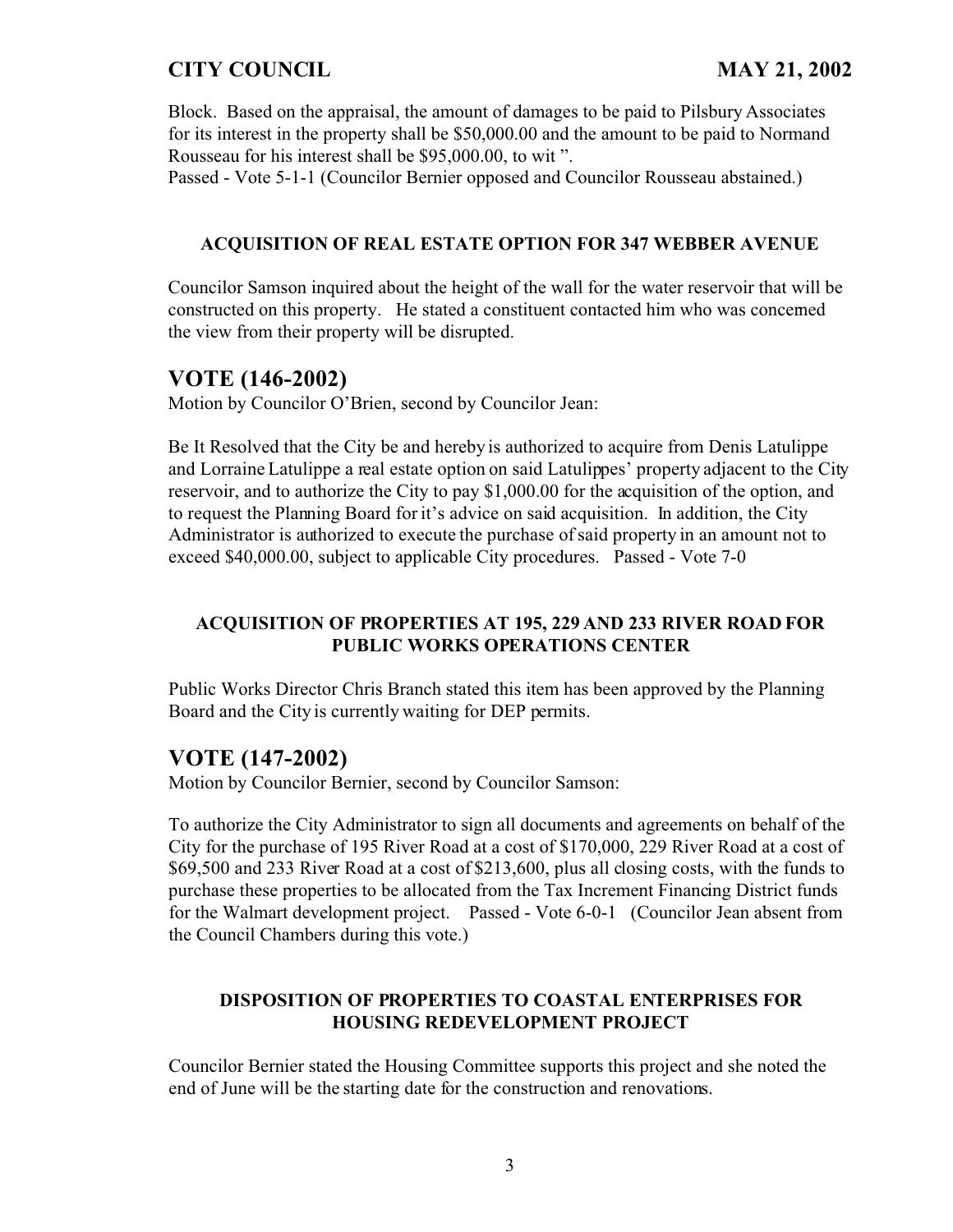Block. Based on the appraisal, the amount of damages to be paid to Pilsbury Associates for its interest in the property shall be $50,000.00 and the amount to be paid to Normand Rousseau for his interest shall be $95,000.00, to wit ".
Passed - Vote 5-1-1 (Councilor Bernier opposed and Councilor Rousseau abstained.)

#### ACQUISITION OF REAL ESTATE OPTION FOR 347 WEBBER AVENUE

Councilor Samson inquired about the height of the wall for the water reservoir that will be constructed on this property. He stated a constituent contacted him who was concerned the view from their property will be disrupted.

## VOTE (146-2002)

Motion by Councilor O'Brien, second by Councilor Jean:

Be It Resolved that the City be and hereby is authorized to acquire from Denis Latulippe and Lorraine Latulippe a real estate option on said Latulippes' property adjacent to the City reservoir, and to authorize the City to pay $1,000.00 for the acquisition of the option, and to request the Planning Board for it's advice on said acquisition. In addition, the City Administrator is authorized to execute the purchase of said property in an amount not to exceed $40,000.00, subject to applicable City procedures. Passed - Vote 7-0

#### ACQUISITION OF PROPERTIES AT 195, 229 AND 233 RIVER ROAD FOR PUBLIC WORKS OPERATIONS CENTER

Public Works Director Chris Branch stated this item has been approved by the Planning Board and the City is currently waiting for DEP permits.

## VOTE (147-2002)

Motion by Councilor Bernier, second by Councilor Samson:

To authorize the City Administrator to sign all documents and agreements on behalf of the City for the purchase of 195 River Road at a cost of $170,000, 229 River Road at a cost of $69,500 and 233 River Road at a cost of $213,600, plus all closing costs, with the funds to purchase these properties to be allocated from the Tax Increment Financing District funds for the Walmart development project. Passed - Vote 6-0-1 (Councilor Jean absent from the Council Chambers during this vote.)

#### DISPOSITION OF PROPERTIES TO COASTAL ENTERPRISES FOR HOUSING REDEVELOPMENT PROJECT

Councilor Bernier stated the Housing Committee supports this project and she noted the end of June will be the starting date for the construction and renovations.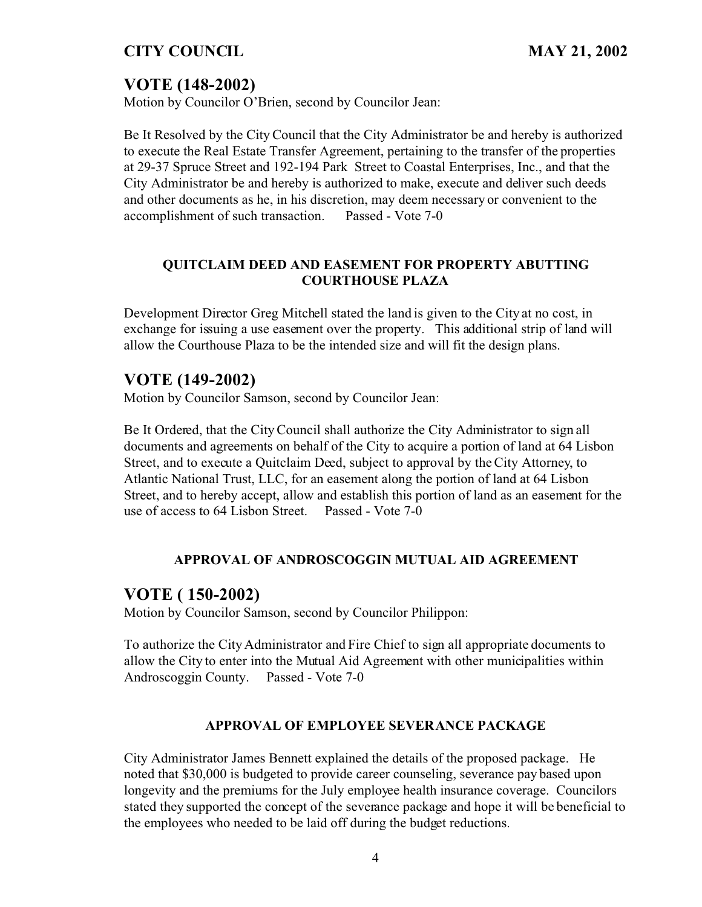## VOTE (148-2002)

Motion by Councilor O'Brien, second by Councilor Jean:

Be It Resolved by the City Council that the City Administrator be and hereby is authorized to execute the Real Estate Transfer Agreement, pertaining to the transfer of the properties at 29-37 Spruce Street and 192-194 Park Street to Coastal Enterprises, Inc., and that the City Administrator be and hereby is authorized to make, execute and deliver such deeds and other documents as he, in his discretion, may deem necessary or convenient to the accomplishment of such transaction. Passed - Vote 7-0

### QUITCLAIM DEED AND EASEMENT FOR PROPERTY ABUTTING COURTHOUSE PLAZA

Development Director Greg Mitchell stated the land is given to the City at no cost, in exchange for issuing a use easement over the property. This additional strip of land will allow the Courthouse Plaza to be the intended size and will fit the design plans.

## VOTE (149-2002)

Motion by Councilor Samson, second by Councilor Jean:

Be It Ordered, that the City Council shall authorize the City Administrator to sign all documents and agreements on behalf of the City to acquire a portion of land at 64 Lisbon Street, and to execute a Quitclaim Deed, subject to approval by the City Attorney, to Atlantic National Trust, LLC, for an easement along the portion of land at 64 Lisbon Street, and to hereby accept, allow and establish this portion of land as an easement for the use of access to 64 Lisbon Street. Passed - Vote 7-0

### APPROVAL OF ANDROSCOGGIN MUTUAL AID AGREEMENT

## VOTE ( 150-2002)

Motion by Councilor Samson, second by Councilor Philippon:

To authorize the City Administrator and Fire Chief to sign all appropriate documents to allow the City to enter into the Mutual Aid Agreement with other municipalities within Androscoggin County. Passed - Vote 7-0

### APPROVAL OF EMPLOYEE SEVERANCE PACKAGE

City Administrator James Bennett explained the details of the proposed package. He noted that $30,000 is budgeted to provide career counseling, severance pay based upon longevity and the premiums for the July employee health insurance coverage. Councilors stated they supported the concept of the severance package and hope it will be beneficial to the employees who needed to be laid off during the budget reductions.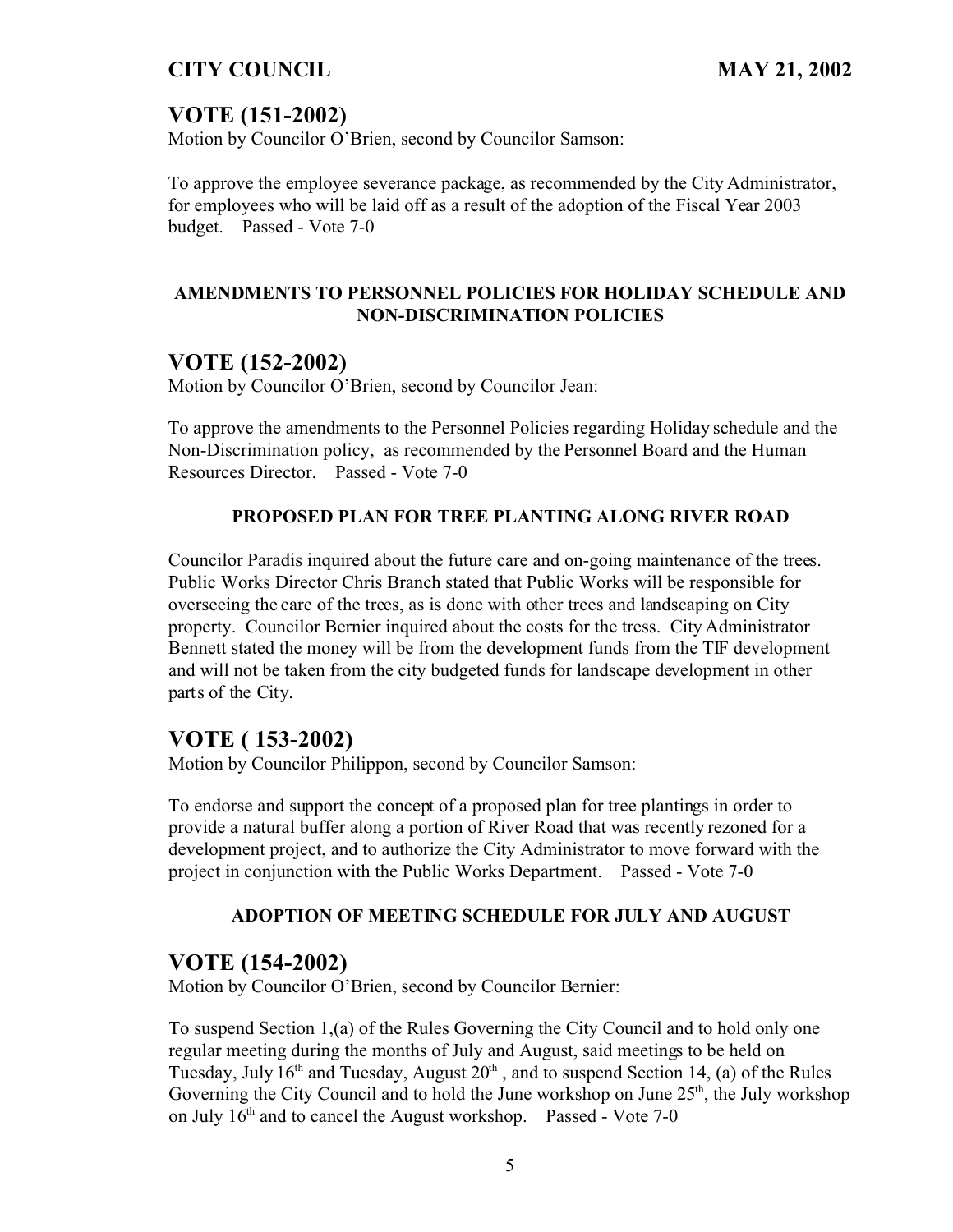## VOTE (151-2002)

Motion by Councilor O'Brien, second by Councilor Samson:

To approve the employee severance package, as recommended by the City Administrator, for employees who will be laid off as a result of the adoption of the Fiscal Year 2003 budget. Passed - Vote 7-0

**AMENDMENTS TO PERSONNEL POLICIES FOR HOLIDAY SCHEDULE AND NON-DISCRIMINATION POLICIES**

## VOTE (152-2002)

Motion by Councilor O'Brien, second by Councilor Jean:

To approve the amendments to the Personnel Policies regarding Holiday schedule and the Non-Discrimination policy, as recommended by the Personnel Board and the Human Resources Director. Passed - Vote 7-0

**PROPOSED PLAN FOR TREE PLANTING ALONG RIVER ROAD**

Councilor Paradis inquired about the future care and on-going maintenance of the trees. Public Works Director Chris Branch stated that Public Works will be responsible for overseeing the care of the trees, as is done with other trees and landscaping on City property. Councilor Bernier inquired about the costs for the tress. City Administrator Bennett stated the money will be from the development funds from the TIF development and will not be taken from the city budgeted funds for landscape development in other parts of the City.

## VOTE ( 153-2002)

Motion by Councilor Philippon, second by Councilor Samson:

To endorse and support the concept of a proposed plan for tree plantings in order to provide a natural buffer along a portion of River Road that was recently rezoned for a development project, and to authorize the City Administrator to move forward with the project in conjunction with the Public Works Department. Passed - Vote 7-0

**ADOPTION OF MEETING SCHEDULE FOR JULY AND AUGUST**

## VOTE (154-2002)

Motion by Councilor O'Brien, second by Councilor Bernier:

To suspend Section 1,(a) of the Rules Governing the City Council and to hold only one regular meeting during the months of July and August, said meetings to be held on Tuesday, July 16th and Tuesday, August 20th , and to suspend Section 14, (a) of the Rules Governing the City Council and to hold the June workshop on June 25th, the July workshop on July 16th and to cancel the August workshop. Passed - Vote 7-0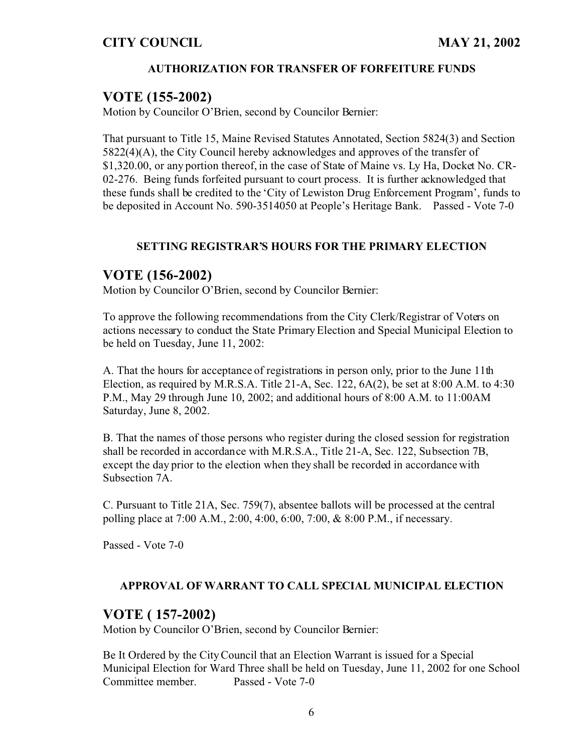**CITY COUNCIL** **MAY 21, 2002**

#### AUTHORIZATION FOR TRANSFER OF FORFEITURE FUNDS

## VOTE (155-2002)

Motion by Councilor O'Brien, second by Councilor Bernier:

That pursuant to Title 15, Maine Revised Statutes Annotated, Section 5824(3) and Section 5822(4)(A), the City Council hereby acknowledges and approves of the transfer of $1,320.00, or any portion thereof, in the case of State of Maine vs. Ly Ha, Docket No. CR-02-276. Being funds forfeited pursuant to court process. It is further acknowledged that these funds shall be credited to the 'City of Lewiston Drug Enforcement Program', funds to be deposited in Account No. 590-3514050 at People's Heritage Bank. Passed - Vote 7-0

#### SETTING REGISTRAR'S HOURS FOR THE PRIMARY ELECTION

## VOTE (156-2002)

Motion by Councilor O'Brien, second by Councilor Bernier:

To approve the following recommendations from the City Clerk/Registrar of Voters on actions necessary to conduct the State Primary Election and Special Municipal Election to be held on Tuesday, June 11, 2002:

A. That the hours for acceptance of registrations in person only, prior to the June 11th Election, as required by M.R.S.A. Title 21-A, Sec. 122, 6A(2), be set at 8:00 A.M. to 4:30 P.M., May 29 through June 10, 2002; and additional hours of 8:00 A.M. to 11:00AM Saturday, June 8, 2002.

B. That the names of those persons who register during the closed session for registration shall be recorded in accordance with M.R.S.A., Title 21-A, Sec. 122, Subsection 7B, except the day prior to the election when they shall be recorded in accordance with Subsection 7A.

C. Pursuant to Title 21A, Sec. 759(7), absentee ballots will be processed at the central polling place at 7:00 A.M., 2:00, 4:00, 6:00, 7:00, & 8:00 P.M., if necessary.

Passed - Vote 7-0

#### APPROVAL OF WARRANT TO CALL SPECIAL MUNICIPAL ELECTION

## VOTE ( 157-2002)

Motion by Councilor O'Brien, second by Councilor Bernier:

Be It Ordered by the City Council that an Election Warrant is issued for a Special Municipal Election for Ward Three shall be held on Tuesday, June 11, 2002 for one School Committee member. Passed - Vote 7-0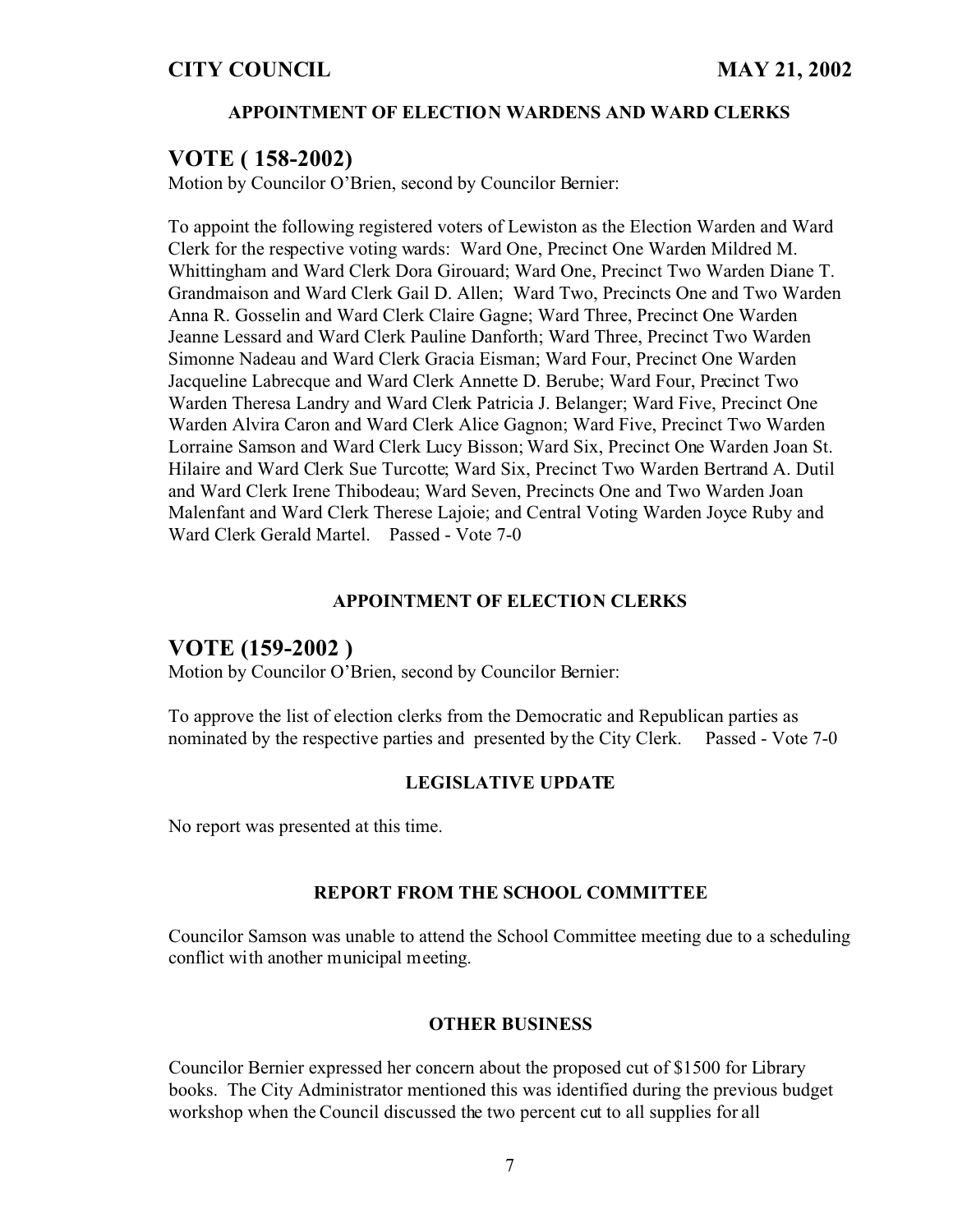**APPOINTMENT OF ELECTION WARDENS AND WARD CLERKS**

## VOTE ( 158-2002)

Motion by Councilor O'Brien, second by Councilor Bernier:

To appoint the following registered voters of Lewiston as the Election Warden and Ward Clerk for the respective voting wards: Ward One, Precinct One Warden Mildred M. Whittingham and Ward Clerk Dora Girouard; Ward One, Precinct Two Warden Diane T. Grandmaison and Ward Clerk Gail D. Allen; Ward Two, Precincts One and Two Warden Anna R. Gosselin and Ward Clerk Claire Gagne; Ward Three, Precinct One Warden Jeanne Lessard and Ward Clerk Pauline Danforth; Ward Three, Precinct Two Warden Simonne Nadeau and Ward Clerk Gracia Eisman; Ward Four, Precinct One Warden Jacqueline Labrecque and Ward Clerk Annette D. Berube; Ward Four, Precinct Two Warden Theresa Landry and Ward Clerk Patricia J. Belanger; Ward Five, Precinct One Warden Alvira Caron and Ward Clerk Alice Gagnon; Ward Five, Precinct Two Warden Lorraine Samson and Ward Clerk Lucy Bisson; Ward Six, Precinct One Warden Joan St. Hilaire and Ward Clerk Sue Turcotte; Ward Six, Precinct Two Warden Bertrand A. Dutil and Ward Clerk Irene Thibodeau; Ward Seven, Precincts One and Two Warden Joan Malenfant and Ward Clerk Therese Lajoie; and Central Voting Warden Joyce Ruby and Ward Clerk Gerald Martel. Passed - Vote 7-0

**APPOINTMENT OF ELECTION CLERKS**

## VOTE (159-2002 )

Motion by Councilor O'Brien, second by Councilor Bernier:

To approve the list of election clerks from the Democratic and Republican parties as nominated by the respective parties and presented by the City Clerk. Passed - Vote 7-0

**LEGISLATIVE UPDATE**

No report was presented at this time.

**REPORT FROM THE SCHOOL COMMITTEE**

Councilor Samson was unable to attend the School Committee meeting due to a scheduling conflict with another municipal meeting.

**OTHER BUSINESS**

Councilor Bernier expressed her concern about the proposed cut of $1500 for Library books. The City Administrator mentioned this was identified during the previous budget workshop when the Council discussed the two percent cut to all supplies for all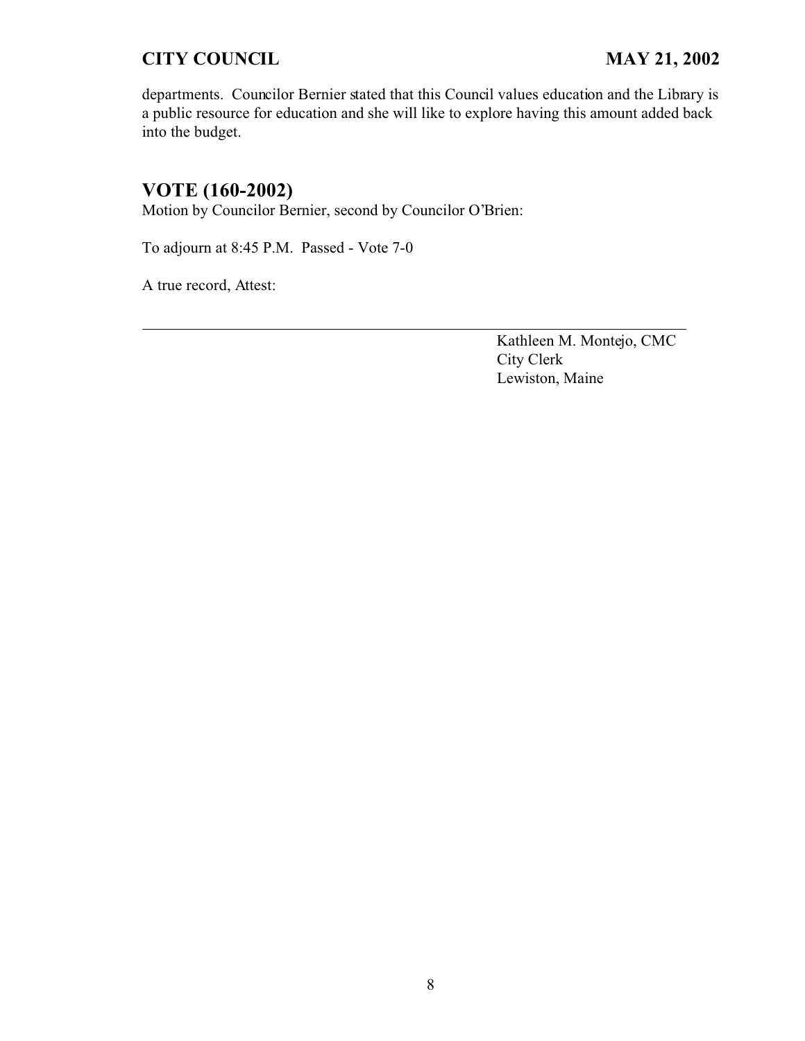departments. Councilor Bernier stated that this Council values education and the Library is a public resource for education and she will like to explore having this amount added back into the budget.

## VOTE (160-2002)

Motion by Councilor Bernier, second by Councilor O'Brien:

To adjourn at 8:45 P.M. Passed - Vote 7-0

A true record, Attest:

Kathleen M. Montejo, CMC
City Clerk
Lewiston, Maine